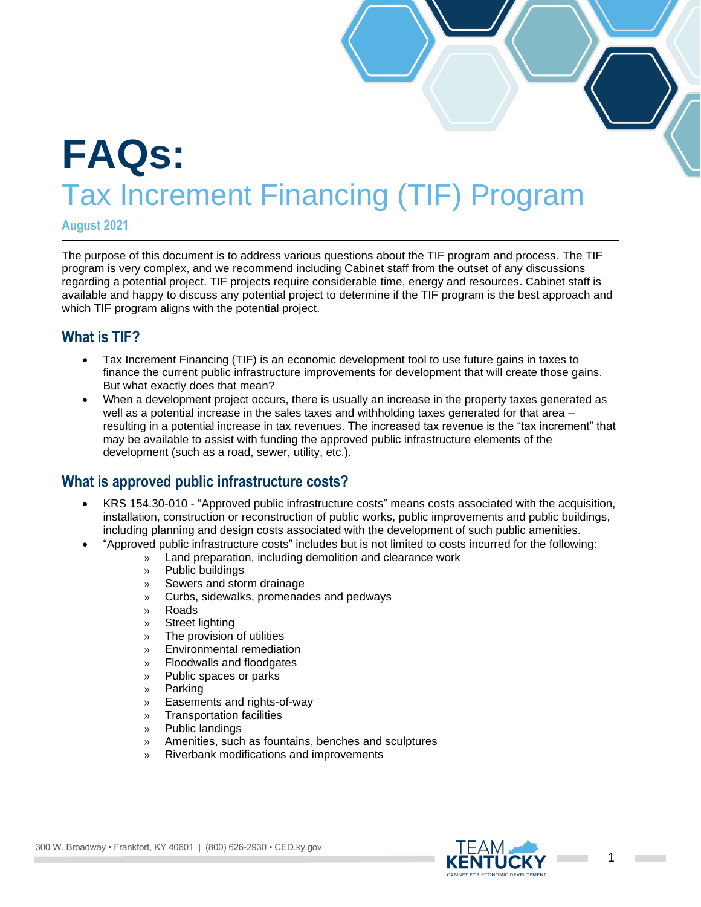# FAQs:

## Tax Increment Financing (TIF) Program

**August 2021**

---

The purpose of this document is to address various questions about the TIF program and process. The TIF program is very complex, and we recommend including Cabinet staff from the outset of any discussions regarding a potential project. TIF projects require considerable time, energy and resources. Cabinet staff is available and happy to discuss any potential project to determine if the TIF program is the best approach and which TIF program aligns with the potential project.

## What is TIF?

- Tax Increment Financing (TIF) is an economic development tool to use future gains in taxes to finance the current public infrastructure improvements for development that will create those gains. But what exactly does that mean?
- When a development project occurs, there is usually an increase in the property taxes generated as well as a potential increase in the sales taxes and withholding taxes generated for that area – resulting in a potential increase in tax revenues. The increased tax revenue is the "tax increment" that may be available to assist with funding the approved public infrastructure elements of the development (such as a road, sewer, utility, etc.).

## What is approved public infrastructure costs?

- KRS 154.30-010 - "Approved public infrastructure costs" means costs associated with the acquisition, installation, construction or reconstruction of public works, public improvements and public buildings, including planning and design costs associated with the development of such public amenities.
- "Approved public infrastructure costs" includes but is not limited to costs incurred for the following:
  - Land preparation, including demolition and clearance work
  - Public buildings
  - Sewers and storm drainage
  - Curbs, sidewalks, promenades and pedways
  - Roads
  - Street lighting
  - The provision of utilities
  - Environmental remediation
  - Floodwalls and floodgates
  - Public spaces or parks
  - Parking
  - Easements and rights-of-way
  - Transportation facilities
  - Public landings
  - Amenities, such as fountains, benches and sculptures
  - Riverbank modifications and improvements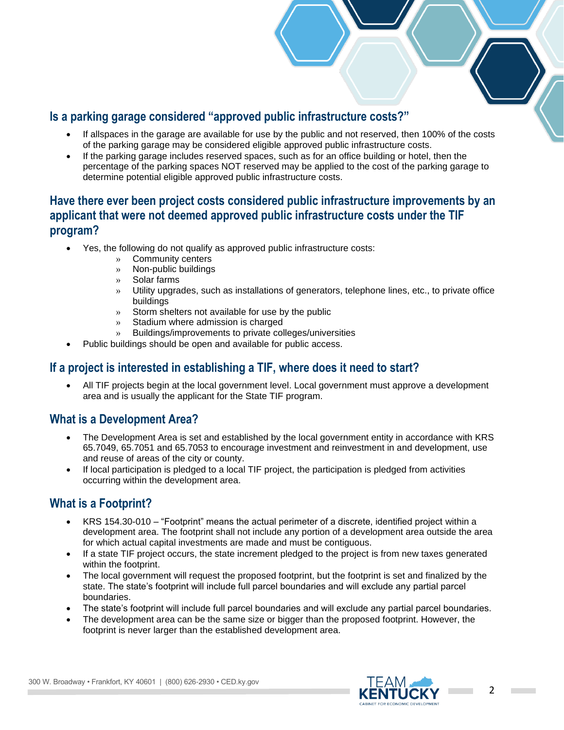## Is a parking garage considered "approved public infrastructure costs?"

- If allspaces in the garage are available for use by the public and not reserved, then 100% of the costs of the parking garage may be considered eligible approved public infrastructure costs.
- If the parking garage includes reserved spaces, such as for an office building or hotel, then the percentage of the parking spaces NOT reserved may be applied to the cost of the parking garage to determine potential eligible approved public infrastructure costs.

## Have there ever been project costs considered public infrastructure improvements by an applicant that were not deemed approved public infrastructure costs under the TIF program?

- Yes, the following do not qualify as approved public infrastructure costs:
  - Community centers
  - Non-public buildings
  - Solar farms
  - Utility upgrades, such as installations of generators, telephone lines, etc., to private office buildings
  - Storm shelters not available for use by the public
  - Stadium where admission is charged
  - Buildings/improvements to private colleges/universities
- Public buildings should be open and available for public access.

## If a project is interested in establishing a TIF, where does it need to start?

- All TIF projects begin at the local government level. Local government must approve a development area and is usually the applicant for the State TIF program.

## What is a Development Area?

- The Development Area is set and established by the local government entity in accordance with KRS 65.7049, 65.7051 and 65.7053 to encourage investment and reinvestment in and development, use and reuse of areas of the city or county.
- If local participation is pledged to a local TIF project, the participation is pledged from activities occurring within the development area.

## What is a Footprint?

- KRS 154.30-010 – "Footprint" means the actual perimeter of a discrete, identified project within a development area. The footprint shall not include any portion of a development area outside the area for which actual capital investments are made and must be contiguous.
- If a state TIF project occurs, the state increment pledged to the project is from new taxes generated within the footprint.
- The local government will request the proposed footprint, but the footprint is set and finalized by the state. The state's footprint will include full parcel boundaries and will exclude any partial parcel boundaries.
- The state's footprint will include full parcel boundaries and will exclude any partial parcel boundaries.
- The development area can be the same size or bigger than the proposed footprint. However, the footprint is never larger than the established development area.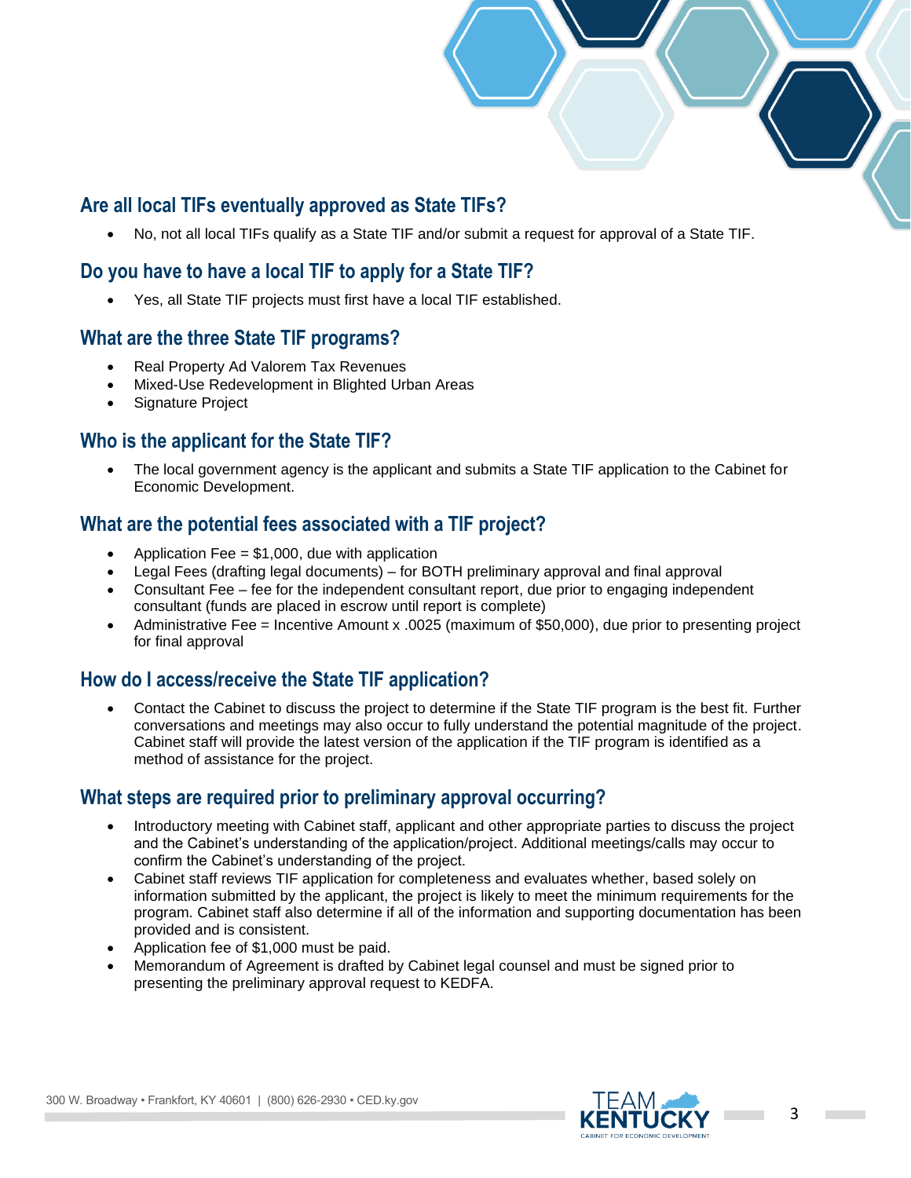## Are all local TIFs eventually approved as State TIFs?

- No, not all local TIFs qualify as a State TIF and/or submit a request for approval of a State TIF.

## Do you have to have a local TIF to apply for a State TIF?

- Yes, all State TIF projects must first have a local TIF established.

## What are the three State TIF programs?

- Real Property Ad Valorem Tax Revenues
- Mixed-Use Redevelopment in Blighted Urban Areas
- Signature Project

## Who is the applicant for the State TIF?

- The local government agency is the applicant and submits a State TIF application to the Cabinet for Economic Development.

## What are the potential fees associated with a TIF project?

- Application Fee = $1,000, due with application
- Legal Fees (drafting legal documents) – for BOTH preliminary approval and final approval
- Consultant Fee – fee for the independent consultant report, due prior to engaging independent consultant (funds are placed in escrow until report is complete)
- Administrative Fee = Incentive Amount x .0025 (maximum of $50,000), due prior to presenting project for final approval

## How do I access/receive the State TIF application?

- Contact the Cabinet to discuss the project to determine if the State TIF program is the best fit. Further conversations and meetings may also occur to fully understand the potential magnitude of the project. Cabinet staff will provide the latest version of the application if the TIF program is identified as a method of assistance for the project.

## What steps are required prior to preliminary approval occurring?

- Introductory meeting with Cabinet staff, applicant and other appropriate parties to discuss the project and the Cabinet's understanding of the application/project. Additional meetings/calls may occur to confirm the Cabinet's understanding of the project.
- Cabinet staff reviews TIF application for completeness and evaluates whether, based solely on information submitted by the applicant, the project is likely to meet the minimum requirements for the program. Cabinet staff also determine if all of the information and supporting documentation has been provided and is consistent.
- Application fee of $1,000 must be paid.
- Memorandum of Agreement is drafted by Cabinet legal counsel and must be signed prior to presenting the preliminary approval request to KEDFA.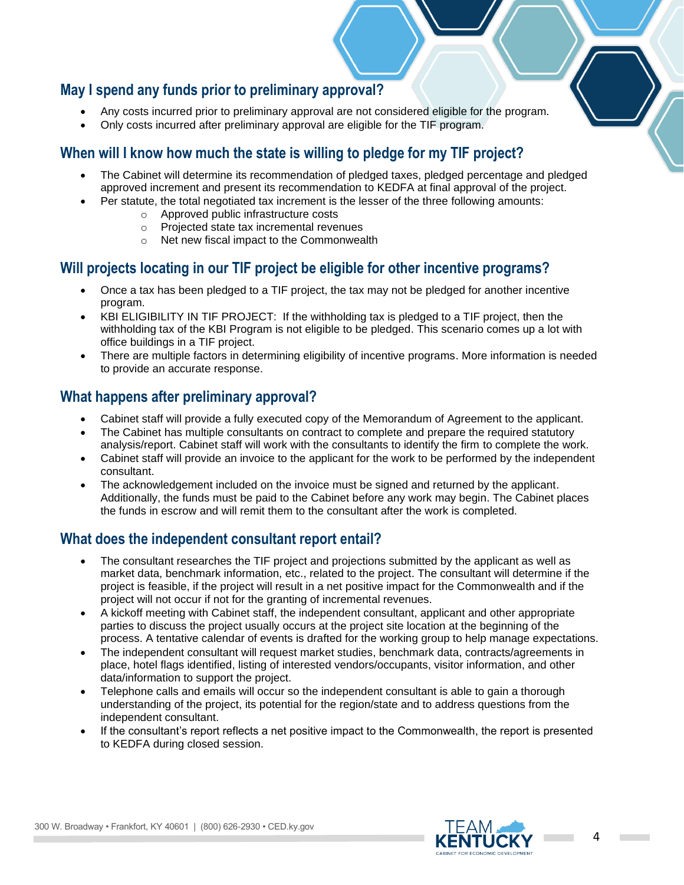## May I spend any funds prior to preliminary approval?

- Any costs incurred prior to preliminary approval are not considered eligible for the program.
- Only costs incurred after preliminary approval are eligible for the TIF program.

## When will I know how much the state is willing to pledge for my TIF project?

- The Cabinet will determine its recommendation of pledged taxes, pledged percentage and pledged approved increment and present its recommendation to KEDFA at final approval of the project.
- Per statute, the total negotiated tax increment is the lesser of the three following amounts:
  - Approved public infrastructure costs
  - Projected state tax incremental revenues
  - Net new fiscal impact to the Commonwealth

## Will projects locating in our TIF project be eligible for other incentive programs?

- Once a tax has been pledged to a TIF project, the tax may not be pledged for another incentive program.
- KBI ELIGIBILITY IN TIF PROJECT: If the withholding tax is pledged to a TIF project, then the withholding tax of the KBI Program is not eligible to be pledged. This scenario comes up a lot with office buildings in a TIF project.
- There are multiple factors in determining eligibility of incentive programs. More information is needed to provide an accurate response.

## What happens after preliminary approval?

- Cabinet staff will provide a fully executed copy of the Memorandum of Agreement to the applicant.
- The Cabinet has multiple consultants on contract to complete and prepare the required statutory analysis/report. Cabinet staff will work with the consultants to identify the firm to complete the work.
- Cabinet staff will provide an invoice to the applicant for the work to be performed by the independent consultant.
- The acknowledgement included on the invoice must be signed and returned by the applicant. Additionally, the funds must be paid to the Cabinet before any work may begin. The Cabinet places the funds in escrow and will remit them to the consultant after the work is completed.

## What does the independent consultant report entail?

- The consultant researches the TIF project and projections submitted by the applicant as well as market data, benchmark information, etc., related to the project. The consultant will determine if the project is feasible, if the project will result in a net positive impact for the Commonwealth and if the project will not occur if not for the granting of incremental revenues.
- A kickoff meeting with Cabinet staff, the independent consultant, applicant and other appropriate parties to discuss the project usually occurs at the project site location at the beginning of the process. A tentative calendar of events is drafted for the working group to help manage expectations.
- The independent consultant will request market studies, benchmark data, contracts/agreements in place, hotel flags identified, listing of interested vendors/occupants, visitor information, and other data/information to support the project.
- Telephone calls and emails will occur so the independent consultant is able to gain a thorough understanding of the project, its potential for the region/state and to address questions from the independent consultant.
- If the consultant's report reflects a net positive impact to the Commonwealth, the report is presented to KEDFA during closed session.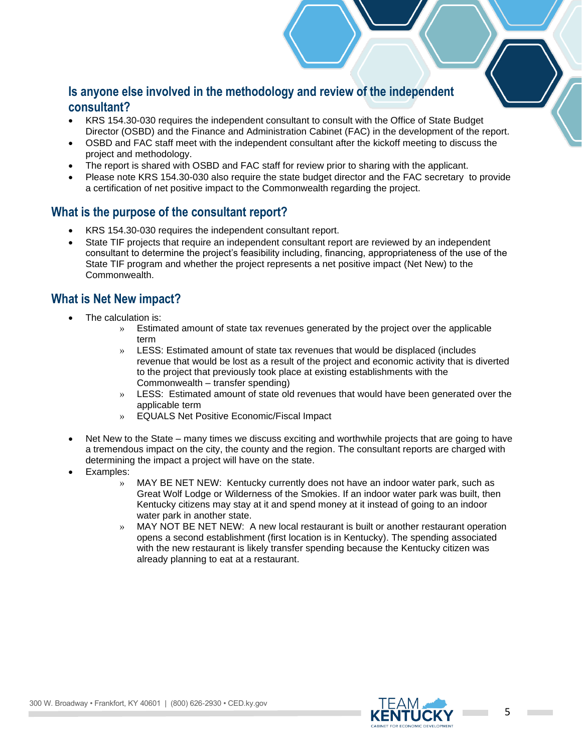## Is anyone else involved in the methodology and review of the independent consultant?

- KRS 154.30-030 requires the independent consultant to consult with the Office of State Budget Director (OSBD) and the Finance and Administration Cabinet (FAC) in the development of the report.
- OSBD and FAC staff meet with the independent consultant after the kickoff meeting to discuss the project and methodology.
- The report is shared with OSBD and FAC staff for review prior to sharing with the applicant.
- Please note KRS 154.30-030 also require the state budget director and the FAC secretary to provide a certification of net positive impact to the Commonwealth regarding the project.

## What is the purpose of the consultant report?

- KRS 154.30-030 requires the independent consultant report.
- State TIF projects that require an independent consultant report are reviewed by an independent consultant to determine the project's feasibility including, financing, appropriateness of the use of the State TIF program and whether the project represents a net positive impact (Net New) to the Commonwealth.

## What is Net New impact?

- The calculation is:
  - » Estimated amount of state tax revenues generated by the project over the applicable term
  - » LESS: Estimated amount of state tax revenues that would be displaced (includes revenue that would be lost as a result of the project and economic activity that is diverted to the project that previously took place at existing establishments with the Commonwealth – transfer spending)
  - » LESS: Estimated amount of state old revenues that would have been generated over the applicable term
  - » EQUALS Net Positive Economic/Fiscal Impact

- Net New to the State – many times we discuss exciting and worthwhile projects that are going to have a tremendous impact on the city, the county and the region. The consultant reports are charged with determining the impact a project will have on the state.
- Examples:
  - » MAY BE NET NEW: Kentucky currently does not have an indoor water park, such as Great Wolf Lodge or Wilderness of the Smokies. If an indoor water park was built, then Kentucky citizens may stay at it and spend money at it instead of going to an indoor water park in another state.
  - » MAY NOT BE NET NEW: A new local restaurant is built or another restaurant operation opens a second establishment (first location is in Kentucky). The spending associated with the new restaurant is likely transfer spending because the Kentucky citizen was already planning to eat at a restaurant.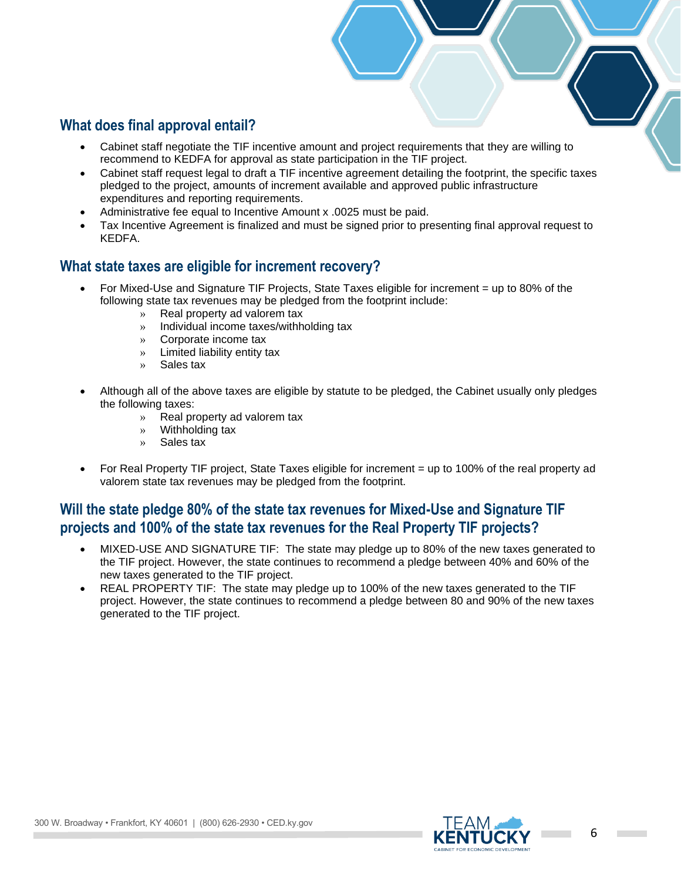## What does final approval entail?

- Cabinet staff negotiate the TIF incentive amount and project requirements that they are willing to recommend to KEDFA for approval as state participation in the TIF project.
- Cabinet staff request legal to draft a TIF incentive agreement detailing the footprint, the specific taxes pledged to the project, amounts of increment available and approved public infrastructure expenditures and reporting requirements.
- Administrative fee equal to Incentive Amount x .0025 must be paid.
- Tax Incentive Agreement is finalized and must be signed prior to presenting final approval request to KEDFA.

## What state taxes are eligible for increment recovery?

- For Mixed-Use and Signature TIF Projects, State Taxes eligible for increment = up to 80% of the following state tax revenues may be pledged from the footprint include:
  - Real property ad valorem tax
  - Individual income taxes/withholding tax
  - Corporate income tax
  - Limited liability entity tax
  - Sales tax

- Although all of the above taxes are eligible by statute to be pledged, the Cabinet usually only pledges the following taxes:
  - Real property ad valorem tax
  - Withholding tax
  - Sales tax

- For Real Property TIF project, State Taxes eligible for increment = up to 100% of the real property ad valorem state tax revenues may be pledged from the footprint.

## Will the state pledge 80% of the state tax revenues for Mixed-Use and Signature TIF projects and 100% of the state tax revenues for the Real Property TIF projects?

- MIXED-USE AND SIGNATURE TIF: The state may pledge up to 80% of the new taxes generated to the TIF project. However, the state continues to recommend a pledge between 40% and 60% of the new taxes generated to the TIF project.
- REAL PROPERTY TIF: The state may pledge up to 100% of the new taxes generated to the TIF project. However, the state continues to recommend a pledge between 80 and 90% of the new taxes generated to the TIF project.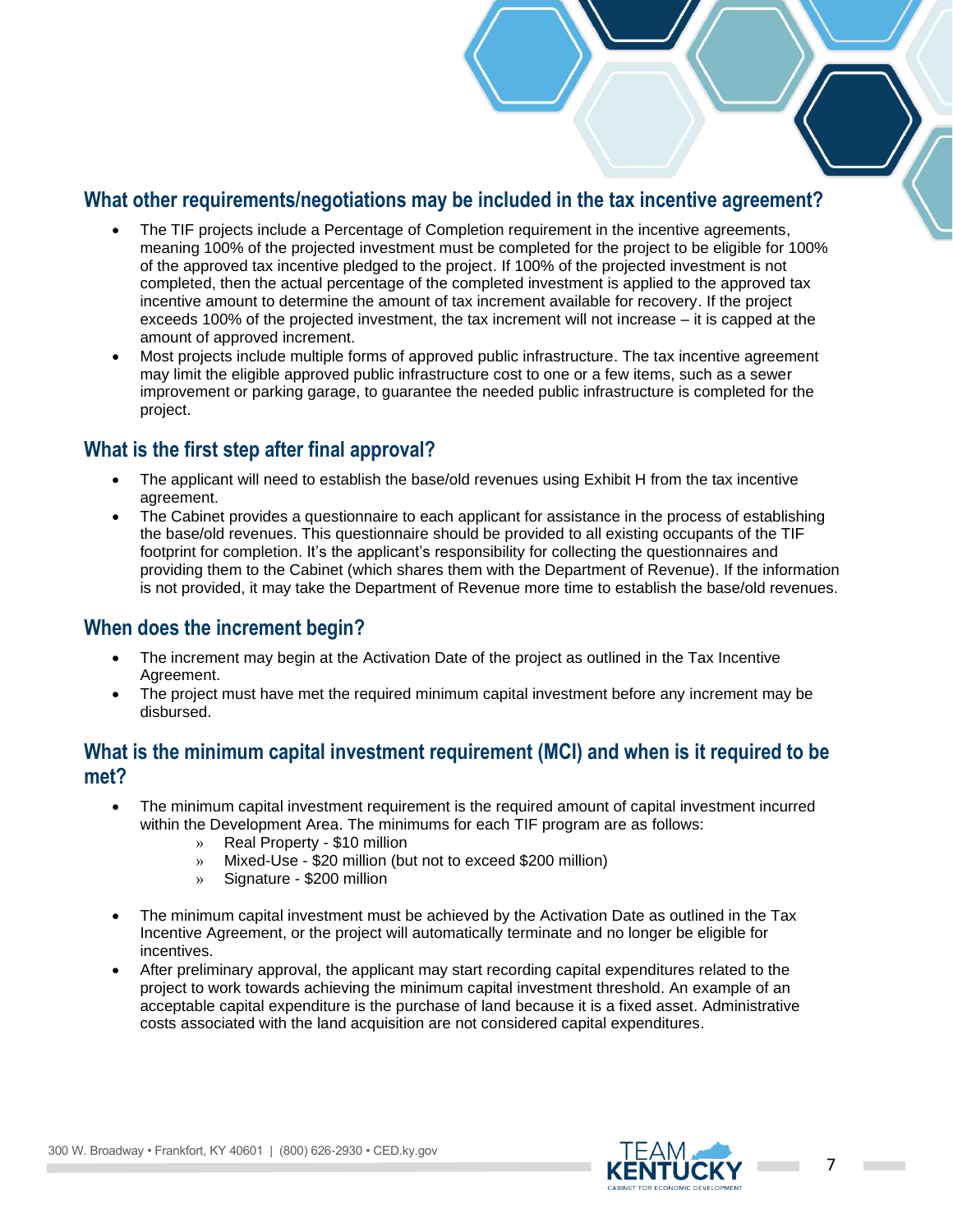## What other requirements/negotiations may be included in the tax incentive agreement?

- The TIF projects include a Percentage of Completion requirement in the incentive agreements, meaning 100% of the projected investment must be completed for the project to be eligible for 100% of the approved tax incentive pledged to the project. If 100% of the projected investment is not completed, then the actual percentage of the completed investment is applied to the approved tax incentive amount to determine the amount of tax increment available for recovery. If the project exceeds 100% of the projected investment, the tax increment will not increase – it is capped at the amount of approved increment.
- Most projects include multiple forms of approved public infrastructure. The tax incentive agreement may limit the eligible approved public infrastructure cost to one or a few items, such as a sewer improvement or parking garage, to guarantee the needed public infrastructure is completed for the project.

## What is the first step after final approval?

- The applicant will need to establish the base/old revenues using Exhibit H from the tax incentive agreement.
- The Cabinet provides a questionnaire to each applicant for assistance in the process of establishing the base/old revenues. This questionnaire should be provided to all existing occupants of the TIF footprint for completion. It's the applicant's responsibility for collecting the questionnaires and providing them to the Cabinet (which shares them with the Department of Revenue). If the information is not provided, it may take the Department of Revenue more time to establish the base/old revenues.

## When does the increment begin?

- The increment may begin at the Activation Date of the project as outlined in the Tax Incentive Agreement.
- The project must have met the required minimum capital investment before any increment may be disbursed.

## What is the minimum capital investment requirement (MCI) and when is it required to be met?

- The minimum capital investment requirement is the required amount of capital investment incurred within the Development Area. The minimums for each TIF program are as follows:
  - Real Property - $10 million
  - Mixed-Use - $20 million (but not to exceed $200 million)
  - Signature - $200 million
- The minimum capital investment must be achieved by the Activation Date as outlined in the Tax Incentive Agreement, or the project will automatically terminate and no longer be eligible for incentives.
- After preliminary approval, the applicant may start recording capital expenditures related to the project to work towards achieving the minimum capital investment threshold. An example of an acceptable capital expenditure is the purchase of land because it is a fixed asset. Administrative costs associated with the land acquisition are not considered capital expenditures.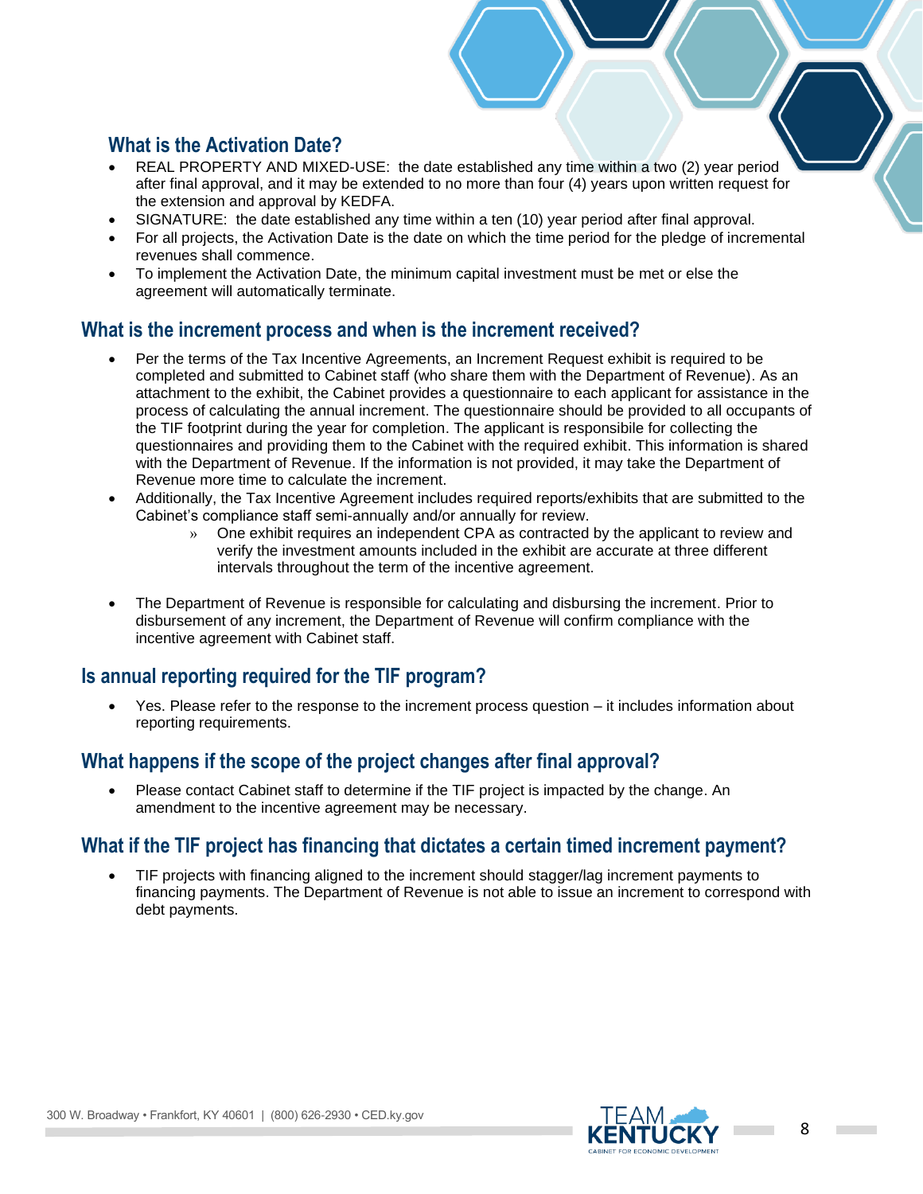## What is the Activation Date?

- REAL PROPERTY AND MIXED-USE: the date established any time within a two (2) year period after final approval, and it may be extended to no more than four (4) years upon written request for the extension and approval by KEDFA.
- SIGNATURE: the date established any time within a ten (10) year period after final approval.
- For all projects, the Activation Date is the date on which the time period for the pledge of incremental revenues shall commence.
- To implement the Activation Date, the minimum capital investment must be met or else the agreement will automatically terminate.

## What is the increment process and when is the increment received?

- Per the terms of the Tax Incentive Agreements, an Increment Request exhibit is required to be completed and submitted to Cabinet staff (who share them with the Department of Revenue). As an attachment to the exhibit, the Cabinet provides a questionnaire to each applicant for assistance in the process of calculating the annual increment. The questionnaire should be provided to all occupants of the TIF footprint during the year for completion. The applicant is responsibile for collecting the questionnaires and providing them to the Cabinet with the required exhibit. This information is shared with the Department of Revenue. If the information is not provided, it may take the Department of Revenue more time to calculate the increment.
- Additionally, the Tax Incentive Agreement includes required reports/exhibits that are submitted to the Cabinet's compliance staff semi-annually and/or annually for review.
  - One exhibit requires an independent CPA as contracted by the applicant to review and verify the investment amounts included in the exhibit are accurate at three different intervals throughout the term of the incentive agreement.
- The Department of Revenue is responsible for calculating and disbursing the increment. Prior to disbursement of any increment, the Department of Revenue will confirm compliance with the incentive agreement with Cabinet staff.

## Is annual reporting required for the TIF program?

- Yes. Please refer to the response to the increment process question – it includes information about reporting requirements.

## What happens if the scope of the project changes after final approval?

- Please contact Cabinet staff to determine if the TIF project is impacted by the change. An amendment to the incentive agreement may be necessary.

## What if the TIF project has financing that dictates a certain timed increment payment?

- TIF projects with financing aligned to the increment should stagger/lag increment payments to financing payments. The Department of Revenue is not able to issue an increment to correspond with debt payments.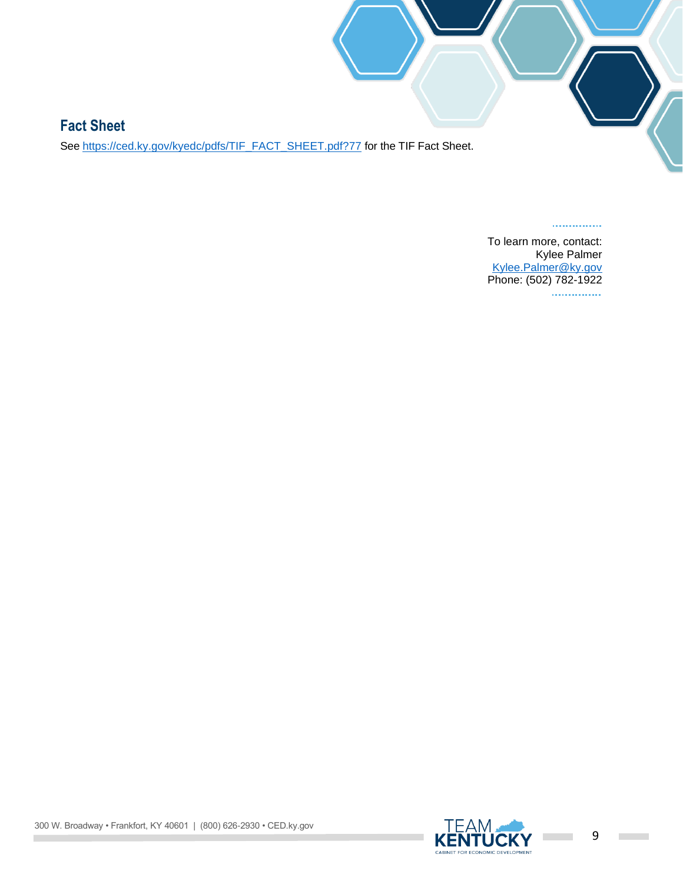## Fact Sheet

See https://ced.ky.gov/kyedc/pdfs/TIF_FACT_SHEET.pdf?77 for the TIF Fact Sheet.

To learn more, contact:
Kylee Palmer
Kylee.Palmer@ky.gov
Phone: (502) 782-1922